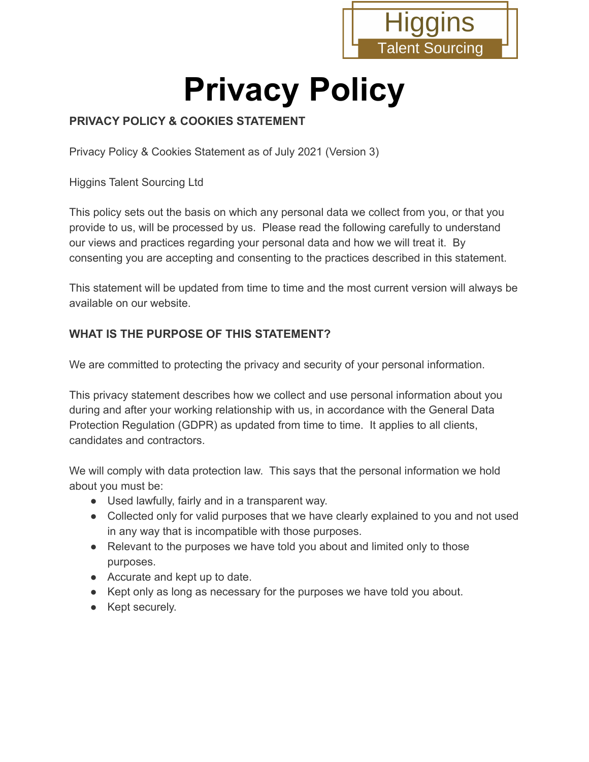Higgins
Talent Sourcing

# Privacy Policy

**PRIVACY POLICY & COOKIES STATEMENT**

Privacy Policy & Cookies Statement as of July 2021 (Version 3)

Higgins Talent Sourcing Ltd

This policy sets out the basis on which any personal data we collect from you, or that you provide to us, will be processed by us. Please read the following carefully to understand our views and practices regarding your personal data and how we will treat it. By consenting you are accepting and consenting to the practices described in this statement.

This statement will be updated from time to time and the most current version will always be available on our website.

**WHAT IS THE PURPOSE OF THIS STATEMENT?**

We are committed to protecting the privacy and security of your personal information.

This privacy statement describes how we collect and use personal information about you during and after your working relationship with us, in accordance with the General Data Protection Regulation (GDPR) as updated from time to time. It applies to all clients, candidates and contractors.

We will comply with data protection law. This says that the personal information we hold about you must be:

- Used lawfully, fairly and in a transparent way.
- Collected only for valid purposes that we have clearly explained to you and not used in any way that is incompatible with those purposes.
- Relevant to the purposes we have told you about and limited only to those purposes.
- Accurate and kept up to date.
- Kept only as long as necessary for the purposes we have told you about.
- Kept securely.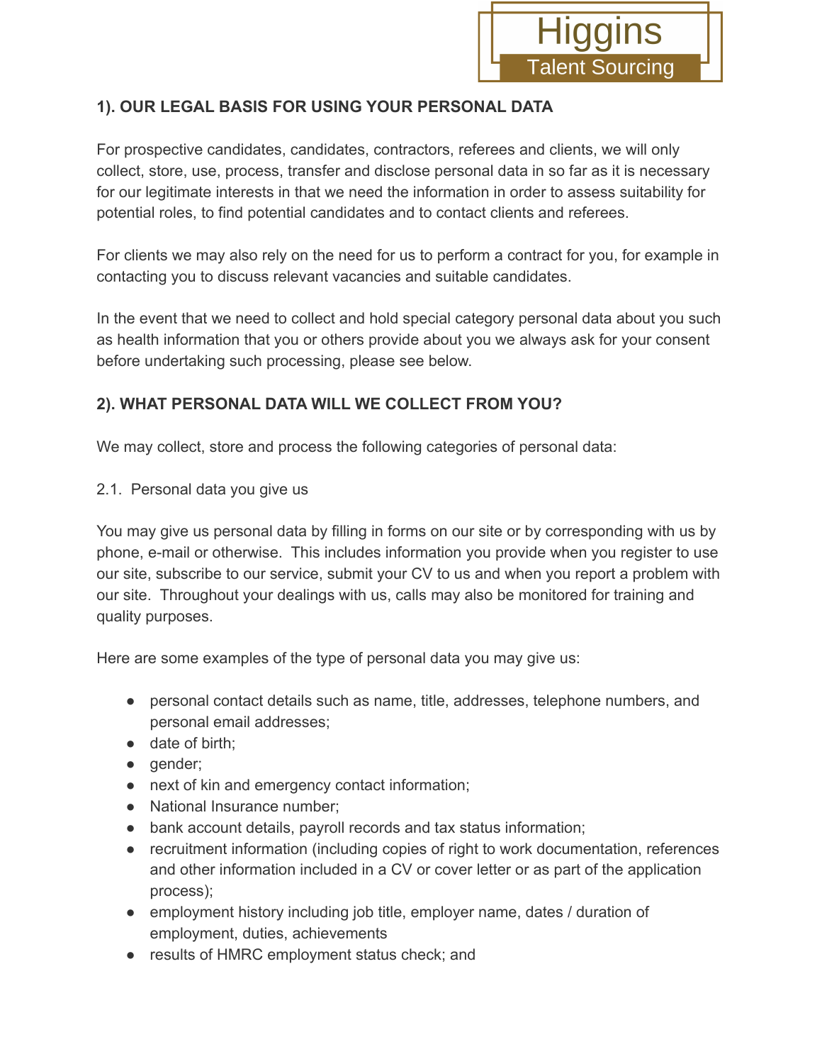## 1). OUR LEGAL BASIS FOR USING YOUR PERSONAL DATA

For prospective candidates, candidates, contractors, referees and clients, we will only collect, store, use, process, transfer and disclose personal data in so far as it is necessary for our legitimate interests in that we need the information in order to assess suitability for potential roles, to find potential candidates and to contact clients and referees.

For clients we may also rely on the need for us to perform a contract for you, for example in contacting you to discuss relevant vacancies and suitable candidates.

In the event that we need to collect and hold special category personal data about you such as health information that you or others provide about you we always ask for your consent before undertaking such processing, please see below.

## 2). WHAT PERSONAL DATA WILL WE COLLECT FROM YOU?

We may collect, store and process the following categories of personal data:

2.1. Personal data you give us

You may give us personal data by filling in forms on our site or by corresponding with us by phone, e-mail or otherwise. This includes information you provide when you register to use our site, subscribe to our service, submit your CV to us and when you report a problem with our site. Throughout your dealings with us, calls may also be monitored for training and quality purposes.

Here are some examples of the type of personal data you may give us:

- personal contact details such as name, title, addresses, telephone numbers, and personal email addresses;
- date of birth;
- gender;
- next of kin and emergency contact information;
- National Insurance number;
- bank account details, payroll records and tax status information;
- recruitment information (including copies of right to work documentation, references and other information included in a CV or cover letter or as part of the application process);
- employment history including job title, employer name, dates / duration of employment, duties, achievements
- results of HMRC employment status check; and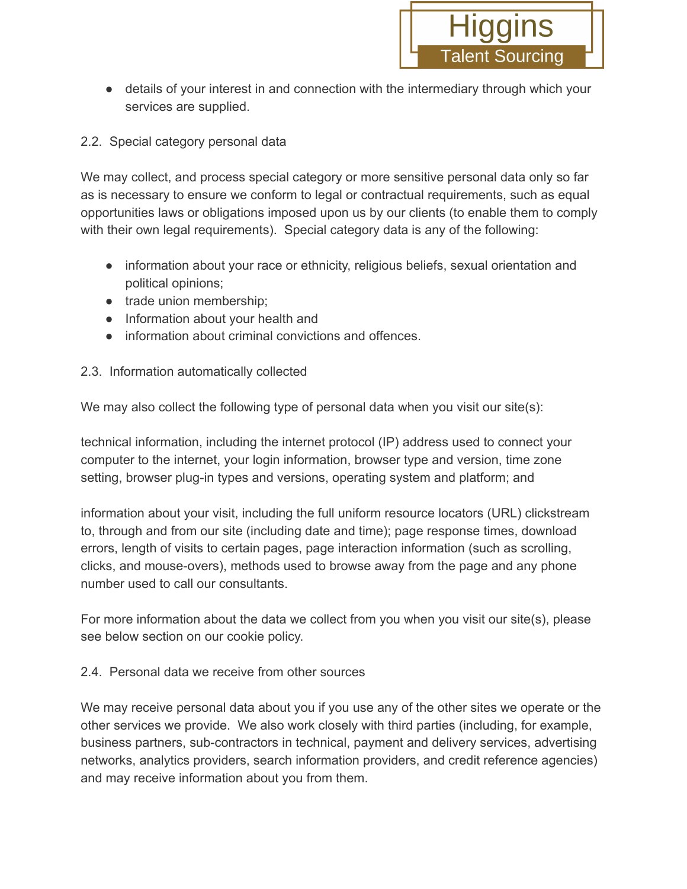- details of your interest in and connection with the intermediary through which your services are supplied.

2.2. Special category personal data

We may collect, and process special category or more sensitive personal data only so far as is necessary to ensure we conform to legal or contractual requirements, such as equal opportunities laws or obligations imposed upon us by our clients (to enable them to comply with their own legal requirements). Special category data is any of the following:

- information about your race or ethnicity, religious beliefs, sexual orientation and political opinions;
- trade union membership;
- Information about your health and
- information about criminal convictions and offences.

2.3. Information automatically collected

We may also collect the following type of personal data when you visit our site(s):

technical information, including the internet protocol (IP) address used to connect your computer to the internet, your login information, browser type and version, time zone setting, browser plug-in types and versions, operating system and platform; and

information about your visit, including the full uniform resource locators (URL) clickstream to, through and from our site (including date and time); page response times, download errors, length of visits to certain pages, page interaction information (such as scrolling, clicks, and mouse-overs), methods used to browse away from the page and any phone number used to call our consultants.

For more information about the data we collect from you when you visit our site(s), please see below section on our cookie policy.

2.4. Personal data we receive from other sources

We may receive personal data about you if you use any of the other sites we operate or the other services we provide. We also work closely with third parties (including, for example, business partners, sub-contractors in technical, payment and delivery services, advertising networks, analytics providers, search information providers, and credit reference agencies) and may receive information about you from them.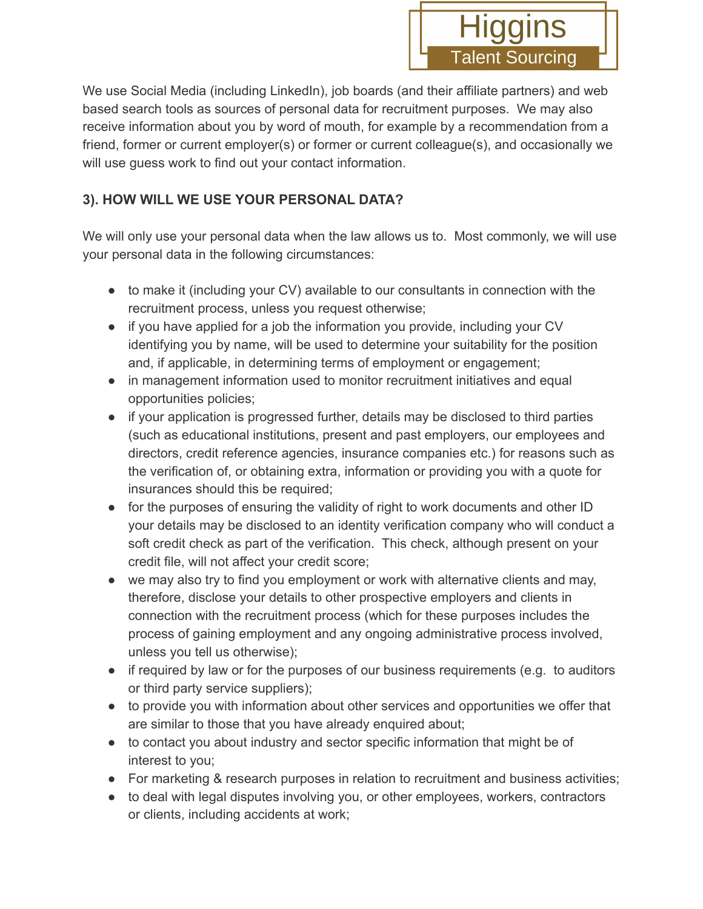We use Social Media (including LinkedIn), job boards (and their affiliate partners) and web based search tools as sources of personal data for recruitment purposes. We may also receive information about you by word of mouth, for example by a recommendation from a friend, former or current employer(s) or former or current colleague(s), and occasionally we will use guess work to find out your contact information.

**3). HOW WILL WE USE YOUR PERSONAL DATA?**

We will only use your personal data when the law allows us to. Most commonly, we will use your personal data in the following circumstances:

- to make it (including your CV) available to our consultants in connection with the recruitment process, unless you request otherwise;
- if you have applied for a job the information you provide, including your CV identifying you by name, will be used to determine your suitability for the position and, if applicable, in determining terms of employment or engagement;
- in management information used to monitor recruitment initiatives and equal opportunities policies;
- if your application is progressed further, details may be disclosed to third parties (such as educational institutions, present and past employers, our employees and directors, credit reference agencies, insurance companies etc.) for reasons such as the verification of, or obtaining extra, information or providing you with a quote for insurances should this be required;
- for the purposes of ensuring the validity of right to work documents and other ID your details may be disclosed to an identity verification company who will conduct a soft credit check as part of the verification. This check, although present on your credit file, will not affect your credit score;
- we may also try to find you employment or work with alternative clients and may, therefore, disclose your details to other prospective employers and clients in connection with the recruitment process (which for these purposes includes the process of gaining employment and any ongoing administrative process involved, unless you tell us otherwise);
- if required by law or for the purposes of our business requirements (e.g. to auditors or third party service suppliers);
- to provide you with information about other services and opportunities we offer that are similar to those that you have already enquired about;
- to contact you about industry and sector specific information that might be of interest to you;
- For marketing & research purposes in relation to recruitment and business activities;
- to deal with legal disputes involving you, or other employees, workers, contractors or clients, including accidents at work;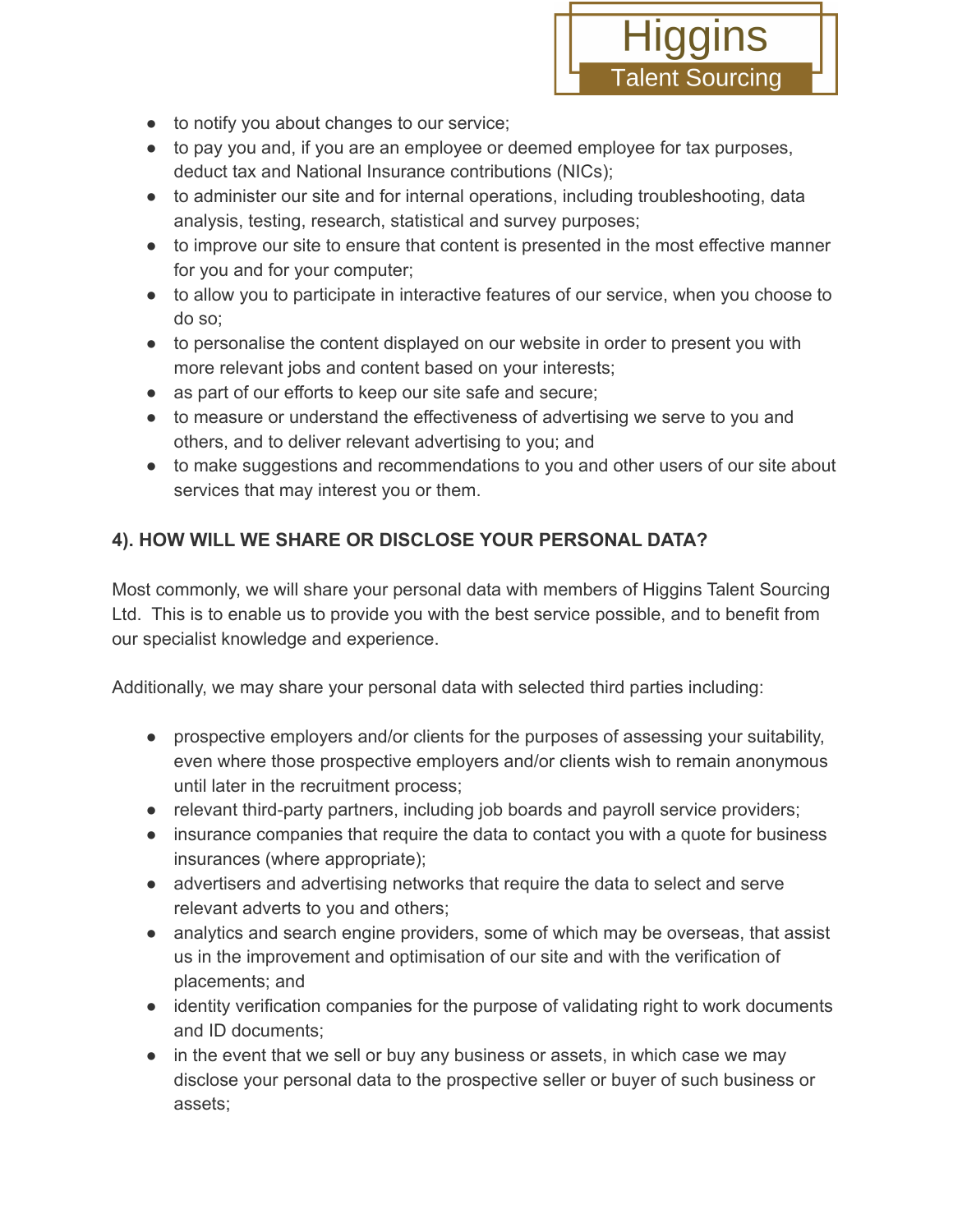- to notify you about changes to our service;
- to pay you and, if you are an employee or deemed employee for tax purposes, deduct tax and National Insurance contributions (NICs);
- to administer our site and for internal operations, including troubleshooting, data analysis, testing, research, statistical and survey purposes;
- to improve our site to ensure that content is presented in the most effective manner for you and for your computer;
- to allow you to participate in interactive features of our service, when you choose to do so;
- to personalise the content displayed on our website in order to present you with more relevant jobs and content based on your interests;
- as part of our efforts to keep our site safe and secure;
- to measure or understand the effectiveness of advertising we serve to you and others, and to deliver relevant advertising to you; and
- to make suggestions and recommendations to you and other users of our site about services that may interest you or them.

**4). HOW WILL WE SHARE OR DISCLOSE YOUR PERSONAL DATA?**

Most commonly, we will share your personal data with members of Higgins Talent Sourcing Ltd. This is to enable us to provide you with the best service possible, and to benefit from our specialist knowledge and experience.

Additionally, we may share your personal data with selected third parties including:

- prospective employers and/or clients for the purposes of assessing your suitability, even where those prospective employers and/or clients wish to remain anonymous until later in the recruitment process;
- relevant third-party partners, including job boards and payroll service providers;
- insurance companies that require the data to contact you with a quote for business insurances (where appropriate);
- advertisers and advertising networks that require the data to select and serve relevant adverts to you and others;
- analytics and search engine providers, some of which may be overseas, that assist us in the improvement and optimisation of our site and with the verification of placements; and
- identity verification companies for the purpose of validating right to work documents and ID documents;
- in the event that we sell or buy any business or assets, in which case we may disclose your personal data to the prospective seller or buyer of such business or assets;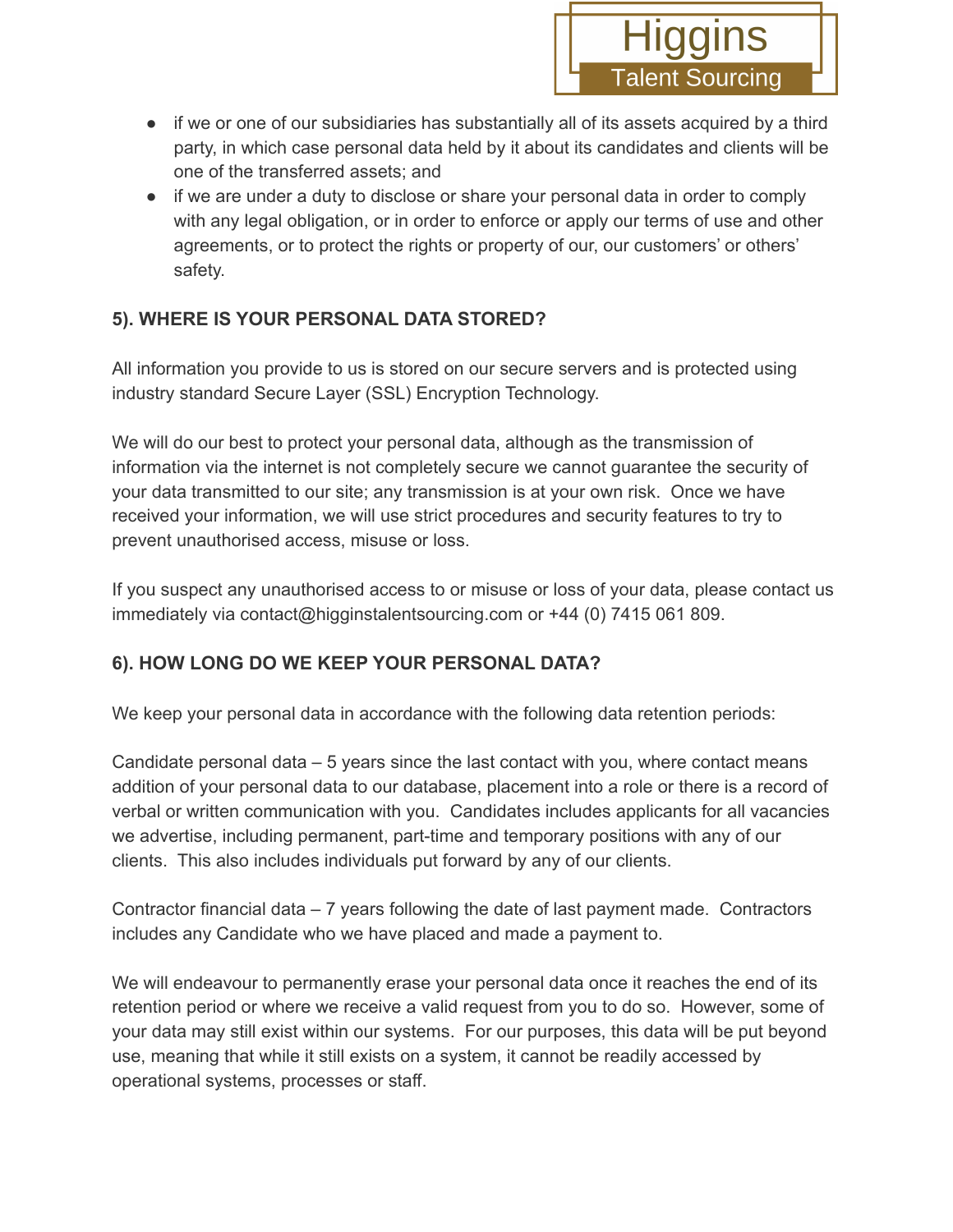- if we or one of our subsidiaries has substantially all of its assets acquired by a third party, in which case personal data held by it about its candidates and clients will be one of the transferred assets; and
- if we are under a duty to disclose or share your personal data in order to comply with any legal obligation, or in order to enforce or apply our terms of use and other agreements, or to protect the rights or property of our, our customers' or others' safety.

**5). WHERE IS YOUR PERSONAL DATA STORED?**

All information you provide to us is stored on our secure servers and is protected using industry standard Secure Layer (SSL) Encryption Technology.

We will do our best to protect your personal data, although as the transmission of information via the internet is not completely secure we cannot guarantee the security of your data transmitted to our site; any transmission is at your own risk. Once we have received your information, we will use strict procedures and security features to try to prevent unauthorised access, misuse or loss.

If you suspect any unauthorised access to or misuse or loss of your data, please contact us immediately via contact@higginstalentsourcing.com or +44 (0) 7415 061 809.

**6). HOW LONG DO WE KEEP YOUR PERSONAL DATA?**

We keep your personal data in accordance with the following data retention periods:

Candidate personal data – 5 years since the last contact with you, where contact means addition of your personal data to our database, placement into a role or there is a record of verbal or written communication with you. Candidates includes applicants for all vacancies we advertise, including permanent, part-time and temporary positions with any of our clients. This also includes individuals put forward by any of our clients.

Contractor financial data – 7 years following the date of last payment made. Contractors includes any Candidate who we have placed and made a payment to.

We will endeavour to permanently erase your personal data once it reaches the end of its retention period or where we receive a valid request from you to do so. However, some of your data may still exist within our systems. For our purposes, this data will be put beyond use, meaning that while it still exists on a system, it cannot be readily accessed by operational systems, processes or staff.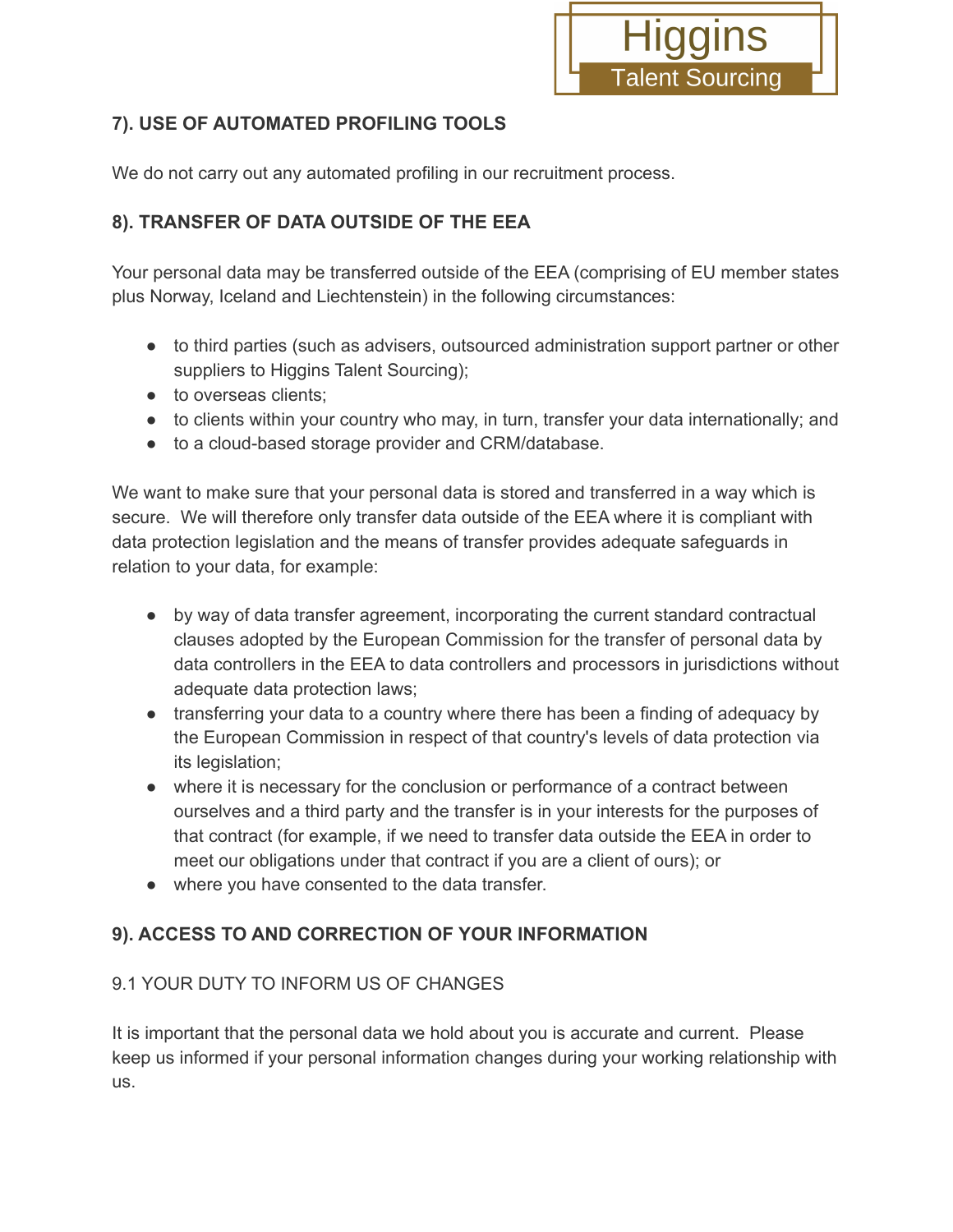## 7). USE OF AUTOMATED PROFILING TOOLS

We do not carry out any automated profiling in our recruitment process.

## 8). TRANSFER OF DATA OUTSIDE OF THE EEA

Your personal data may be transferred outside of the EEA (comprising of EU member states plus Norway, Iceland and Liechtenstein) in the following circumstances:

- to third parties (such as advisers, outsourced administration support partner or other suppliers to Higgins Talent Sourcing);
- to overseas clients;
- to clients within your country who may, in turn, transfer your data internationally; and
- to a cloud-based storage provider and CRM/database.

We want to make sure that your personal data is stored and transferred in a way which is secure. We will therefore only transfer data outside of the EEA where it is compliant with data protection legislation and the means of transfer provides adequate safeguards in relation to your data, for example:

- by way of data transfer agreement, incorporating the current standard contractual clauses adopted by the European Commission for the transfer of personal data by data controllers in the EEA to data controllers and processors in jurisdictions without adequate data protection laws;
- transferring your data to a country where there has been a finding of adequacy by the European Commission in respect of that country's levels of data protection via its legislation;
- where it is necessary for the conclusion or performance of a contract between ourselves and a third party and the transfer is in your interests for the purposes of that contract (for example, if we need to transfer data outside the EEA in order to meet our obligations under that contract if you are a client of ours); or
- where you have consented to the data transfer.

## 9). ACCESS TO AND CORRECTION OF YOUR INFORMATION

### 9.1 YOUR DUTY TO INFORM US OF CHANGES

It is important that the personal data we hold about you is accurate and current. Please keep us informed if your personal information changes during your working relationship with us.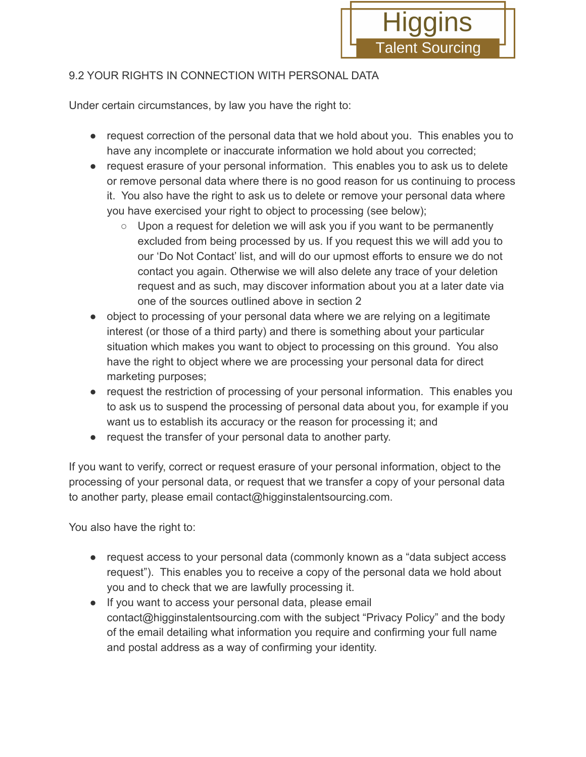9.2 YOUR RIGHTS IN CONNECTION WITH PERSONAL DATA

Under certain circumstances, by law you have the right to:

- request correction of the personal data that we hold about you. This enables you to have any incomplete or inaccurate information we hold about you corrected;
- request erasure of your personal information. This enables you to ask us to delete or remove personal data where there is no good reason for us continuing to process it. You also have the right to ask us to delete or remove your personal data where you have exercised your right to object to processing (see below);
    - Upon a request for deletion we will ask you if you want to be permanently excluded from being processed by us. If you request this we will add you to our 'Do Not Contact' list, and will do our upmost efforts to ensure we do not contact you again. Otherwise we will also delete any trace of your deletion request and as such, may discover information about you at a later date via one of the sources outlined above in section 2
- object to processing of your personal data where we are relying on a legitimate interest (or those of a third party) and there is something about your particular situation which makes you want to object to processing on this ground. You also have the right to object where we are processing your personal data for direct marketing purposes;
- request the restriction of processing of your personal information. This enables you to ask us to suspend the processing of personal data about you, for example if you want us to establish its accuracy or the reason for processing it; and
- request the transfer of your personal data to another party.

If you want to verify, correct or request erasure of your personal information, object to the processing of your personal data, or request that we transfer a copy of your personal data to another party, please email contact@higginstalentsourcing.com.

You also have the right to:

- request access to your personal data (commonly known as a "data subject access request"). This enables you to receive a copy of the personal data we hold about you and to check that we are lawfully processing it.
- If you want to access your personal data, please email contact@higginstalentsourcing.com with the subject "Privacy Policy" and the body of the email detailing what information you require and confirming your full name and postal address as a way of confirming your identity.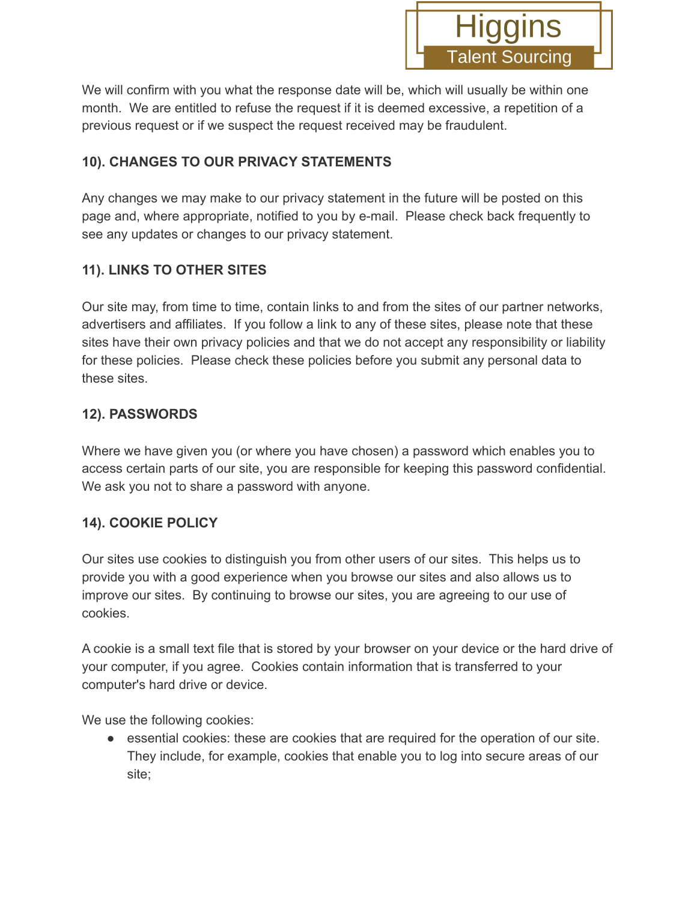We will confirm with you what the response date will be, which will usually be within one month. We are entitled to refuse the request if it is deemed excessive, a repetition of a previous request or if we suspect the request received may be fraudulent.

**10). CHANGES TO OUR PRIVACY STATEMENTS**

Any changes we may make to our privacy statement in the future will be posted on this page and, where appropriate, notified to you by e-mail. Please check back frequently to see any updates or changes to our privacy statement.

**11). LINKS TO OTHER SITES**

Our site may, from time to time, contain links to and from the sites of our partner networks, advertisers and affiliates. If you follow a link to any of these sites, please note that these sites have their own privacy policies and that we do not accept any responsibility or liability for these policies. Please check these policies before you submit any personal data to these sites.

**12). PASSWORDS**

Where we have given you (or where you have chosen) a password which enables you to access certain parts of our site, you are responsible for keeping this password confidential. We ask you not to share a password with anyone.

**14). COOKIE POLICY**

Our sites use cookies to distinguish you from other users of our sites. This helps us to provide you with a good experience when you browse our sites and also allows us to improve our sites. By continuing to browse our sites, you are agreeing to our use of cookies.

A cookie is a small text file that is stored by your browser on your device or the hard drive of your computer, if you agree. Cookies contain information that is transferred to your computer's hard drive or device.

We use the following cookies:

- essential cookies: these are cookies that are required for the operation of our site. They include, for example, cookies that enable you to log into secure areas of our site;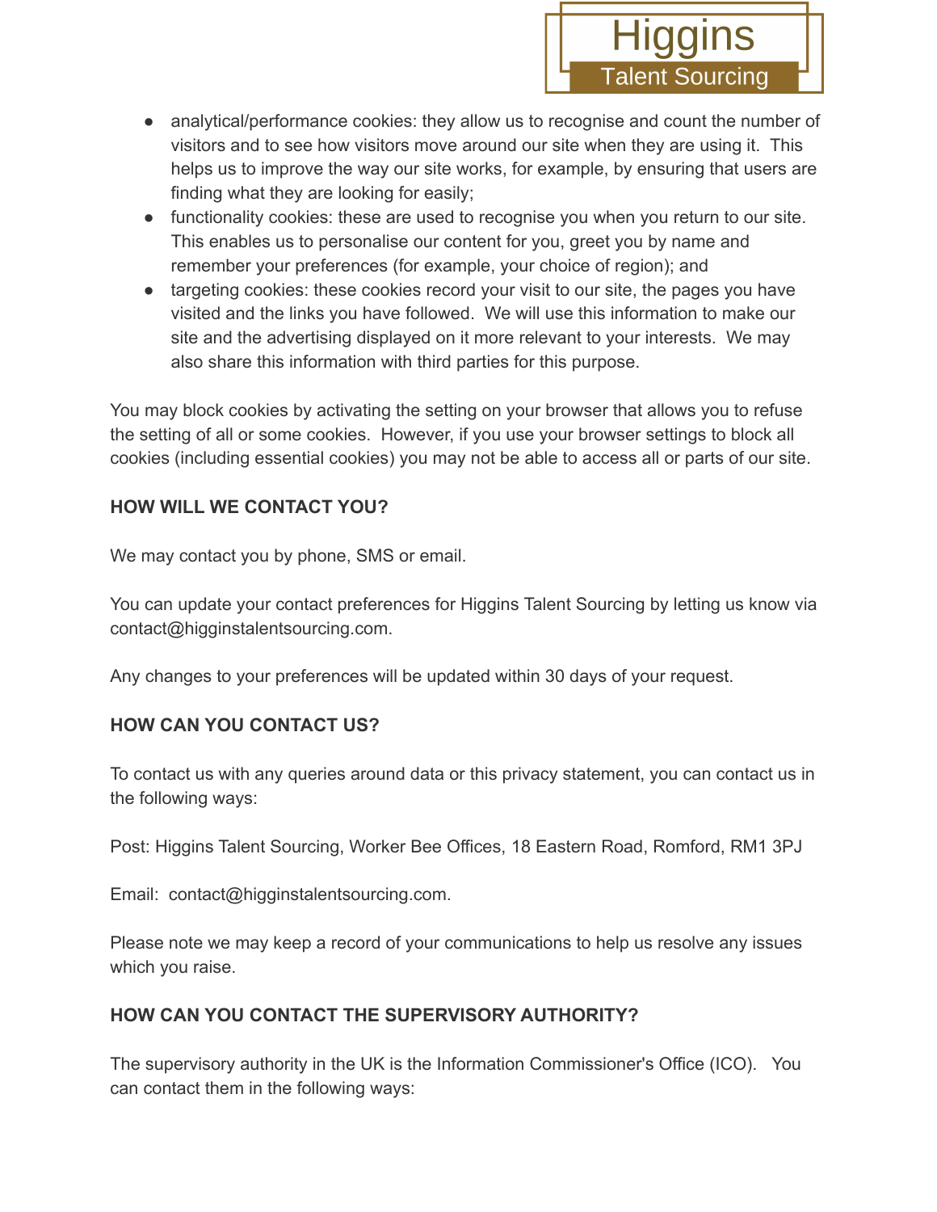- analytical/performance cookies: they allow us to recognise and count the number of visitors and to see how visitors move around our site when they are using it. This helps us to improve the way our site works, for example, by ensuring that users are finding what they are looking for easily;
- functionality cookies: these are used to recognise you when you return to our site. This enables us to personalise our content for you, greet you by name and remember your preferences (for example, your choice of region); and
- targeting cookies: these cookies record your visit to our site, the pages you have visited and the links you have followed. We will use this information to make our site and the advertising displayed on it more relevant to your interests. We may also share this information with third parties for this purpose.

You may block cookies by activating the setting on your browser that allows you to refuse the setting of all or some cookies. However, if you use your browser settings to block all cookies (including essential cookies) you may not be able to access all or parts of our site.

**HOW WILL WE CONTACT YOU?**

We may contact you by phone, SMS or email.

You can update your contact preferences for Higgins Talent Sourcing by letting us know via contact@higginstalentsourcing.com.

Any changes to your preferences will be updated within 30 days of your request.

**HOW CAN YOU CONTACT US?**

To contact us with any queries around data or this privacy statement, you can contact us in the following ways:

Post: Higgins Talent Sourcing, Worker Bee Offices, 18 Eastern Road, Romford, RM1 3PJ

Email: contact@higginstalentsourcing.com.

Please note we may keep a record of your communications to help us resolve any issues which you raise.

**HOW CAN YOU CONTACT THE SUPERVISORY AUTHORITY?**

The supervisory authority in the UK is the Information Commissioner's Office (ICO). You can contact them in the following ways: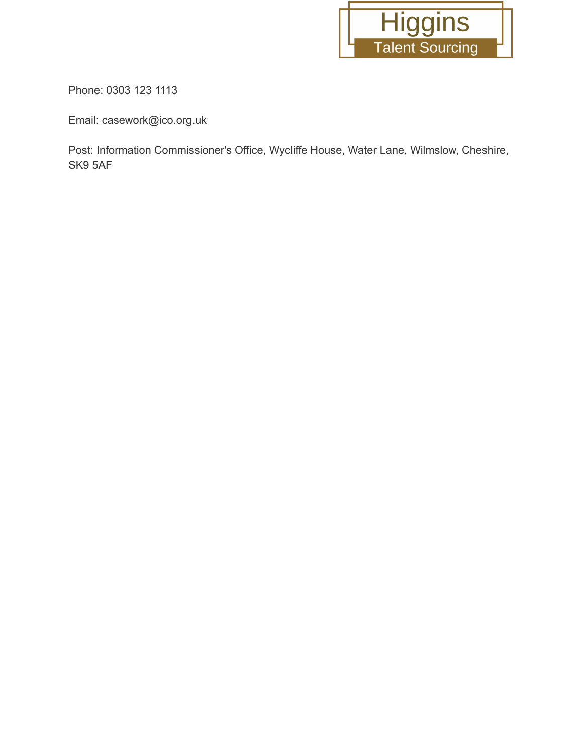Phone: 0303 123 1113

Email: casework@ico.org.uk

Post: Information Commissioner's Office, Wycliffe House, Water Lane, Wilmslow, Cheshire, SK9 5AF